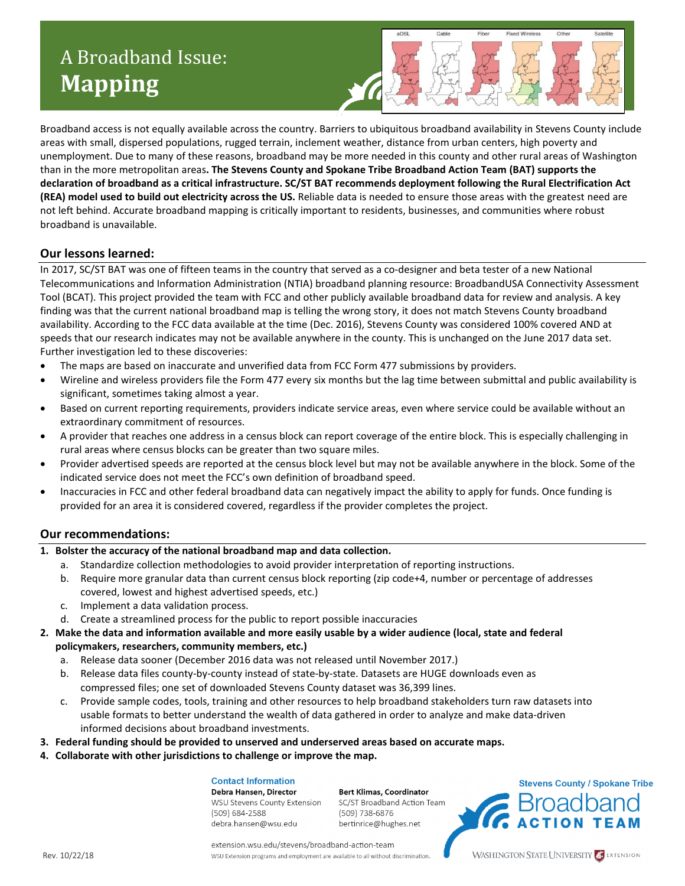# A Broadband Issue: **Mapping**

Broadband access is not equally available across the country. Barriers to ubiquitous broadband availability in Stevens County include areas with small, dispersed populations, rugged terrain, inclement weather, distance from urban centers, high poverty and unemployment. Due to many of these reasons, broadband may be more needed in this county and other rural areas of Washington than in the more metropolitan areas**. The Stevens County and Spokane Tribe Broadband Action Team (BAT) supports the declaration of broadband as a critical infrastructure. SC/ST BAT recommends deployment following the Rural Electrification Act (REA) model used to build out electricity across the US.** Reliable data is needed to ensure those areas with the greatest need are not left behind. Accurate broadband mapping is critically important to residents, businesses, and communities where robust broadband is unavailable.

## Our lessons learned:

In 2017, SC/ST BAT was one of fifteen teams in the country that served as a co-designer and beta tester of a new National Telecommunications and Information Administration (NTIA) broadband planning resource: BroadbandUSA Connectivity Assessment Tool (BCAT). This project provided the team with FCC and other publicly available broadband data for review and analysis. A key finding was that the current national broadband map is telling the wrong story, it does not match Stevens County broadband availability. According to the FCC data available at the time (Dec. 2016), Stevens County was considered 100% covered AND at speeds that our research indicates may not be available anywhere in the county. This is unchanged on the June 2017 data set. Further investigation led to these discoveries:

- The maps are based on inaccurate and unverified data from FCC Form 477 submissions by providers.
- Wireline and wireless providers file the Form 477 every six months but the lag time between submittal and public availability is significant, sometimes taking almost a year.
- Based on current reporting requirements, providers indicate service areas, even where service could be available without an extraordinary commitment of resources.
- A provider that reaches one address in a census block can report coverage of the entire block. This is especially challenging in rural areas where census blocks can be greater than two square miles.
- Provider advertised speeds are reported at the census block level but may not be available anywhere in the block. Some of the indicated service does not meet the FCC's own definition of broadband speed.
- Inaccuracies in FCC and other federal broadband data can negatively impact the ability to apply for funds. Once funding is provided for an area it is considered covered, regardless if the provider completes the project.

## Our recommendations:

1. **Bolster the accuracy of the national broadband map and data collection.**
   a. Standardize collection methodologies to avoid provider interpretation of reporting instructions.
   b. Require more granular data than current census block reporting (zip code+4, number or percentage of addresses covered, lowest and highest advertised speeds, etc.)
   c. Implement a data validation process.
   d. Create a streamlined process for the public to report possible inaccuracies
2. **Make the data and information available and more easily usable by a wider audience (local, state and federal policymakers, researchers, community members, etc.)**
   a. Release data sooner (December 2016 data was not released until November 2017.)
   b. Release data files county-by-county instead of state-by-state. Datasets are HUGE downloads even as compressed files; one set of downloaded Stevens County dataset was 36,399 lines.
   c. Provide sample codes, tools, training and other resources to help broadband stakeholders turn raw datasets into usable formats to better understand the wealth of data gathered in order to analyze and make data-driven informed decisions about broadband investments.
3. **Federal funding should be provided to unserved and underserved areas based on accurate maps.**
4. **Collaborate with other jurisdictions to challenge or improve the map.**

**Contact Information**

**Debra Hansen, Director**
WSU Stevens County Extension
(509) 684-2588
debra.hansen@wsu.edu

**Bert Klimas, Coordinator**
SC/ST Broadband Action Team
(509) 738-6876
bertinrice@hughes.net

extension.wsu.edu/stevens/broadband-action-team

WSU Extension programs and employment are available to all without discrimination.

Stevens County / Spokane Tribe Broadband ACTION TEAM

Washington State University Extension

Rev. 10/22/18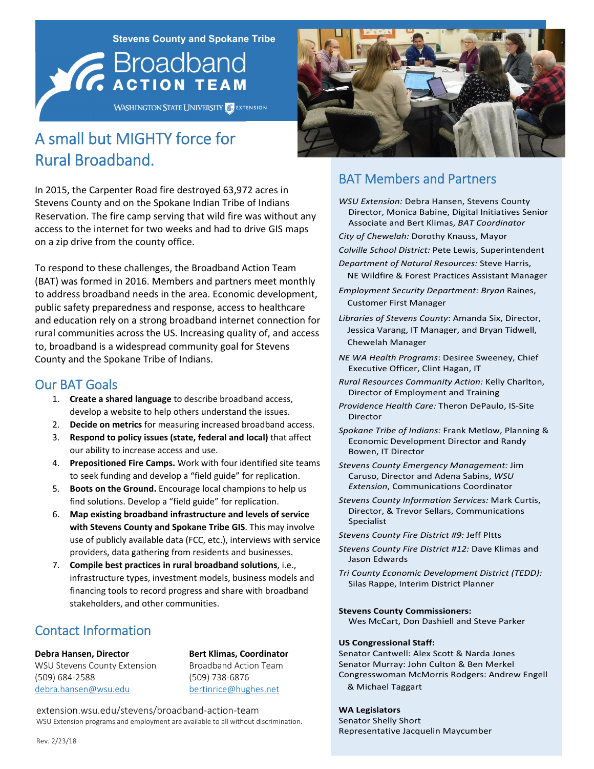Stevens County and Spokane Tribe

# Broadband ACTION TEAM

WASHINGTON STATE UNIVERSITY EXTENSION

## A small but MIGHTY force for Rural Broadband.

In 2015, the Carpenter Road fire destroyed 63,972 acres in Stevens County and on the Spokane Indian Tribe of Indians Reservation. The fire camp serving that wild fire was without any access to the internet for two weeks and had to drive GIS maps on a zip drive from the county office.

To respond to these challenges, the Broadband Action Team (BAT) was formed in 2016. Members and partners meet monthly to address broadband needs in the area. Economic development, public safety preparedness and response, access to healthcare and education rely on a strong broadband internet connection for rural communities across the US. Increasing quality of, and access to, broadband is a widespread community goal for Stevens County and the Spokane Tribe of Indians.

## Our BAT Goals

1. **Create a shared language** to describe broadband access, develop a website to help others understand the issues.
2. **Decide on metrics** for measuring increased broadband access.
3. **Respond to policy issues (state, federal and local)** that affect our ability to increase access and use.
4. **Prepositioned Fire Camps.** Work with four identified site teams to seek funding and develop a "field guide" for replication.
5. **Boots on the Ground.** Encourage local champions to help us find solutions. Develop a "field guide" for replication.
6. **Map existing broadband infrastructure and levels of service with Stevens County and Spokane Tribe GIS**. This may involve use of publicly available data (FCC, etc.), interviews with service providers, data gathering from residents and businesses.
7. **Compile best practices in rural broadband solutions**, i.e., infrastructure types, investment models, business models and financing tools to record progress and share with broadband stakeholders, and other communities.

## Contact Information

**Debra Hansen, Director**
WSU Stevens County Extension
(509) 684-2588
debra.hansen@wsu.edu

**Bert Klimas, Coordinator**
Broadband Action Team
(509) 738-6876
bertinrice@hughes.net

extension.wsu.edu/stevens/broadband-action-team
WSU Extension programs and employment are available to all without discrimination.

Rev. 2/23/18

## BAT Members and Partners

*WSU Extension:* Debra Hansen, Stevens County Director, Monica Babine, Digital Initiatives Senior Associate and Bert Klimas, *BAT Coordinator*

*City of Chewelah:* Dorothy Knauss, Mayor

*Colville School District:* Pete Lewis, Superintendent

*Department of Natural Resources:* Steve Harris, NE Wildfire & Forest Practices Assistant Manager

*Employment Security Department: Bryan* Raines, Customer First Manager

*Libraries of Stevens County*: Amanda Six, Director, Jessica Varang, IT Manager, and Bryan Tidwell, Chewelah Manager

*NE WA Health Programs*: Desiree Sweeney, Chief Executive Officer, Clint Hagan, IT

*Rural Resources Community Action:* Kelly Charlton, Director of Employment and Training

*Providence Health Care:* Theron DePaulo, IS-Site Director

*Spokane Tribe of Indians:* Frank Metlow, Planning & Economic Development Director and Randy Bowen, IT Director

*Stevens County Emergency Management:* Jim Caruso, Director and Adena Sabins, *WSU Extension*, Communications Coordinator

*Stevens County Information Services:* Mark Curtis, Director, & Trevor Sellars, Communications Specialist

*Stevens County Fire District #9:* Jeff PItts

*Stevens County Fire District #12:* Dave Klimas and Jason Edwards

*Tri County Economic Development District (TEDD):* Silas Rappe, Interim District Planner

**Stevens County Commissioners:**
Wes McCart, Don Dashiell and Steve Parker

**US Congressional Staff:**
Senator Cantwell: Alex Scott & Narda Jones
Senator Murray: John Culton & Ben Merkel
Congresswoman McMorris Rodgers: Andrew Engell & Michael Taggart

**WA Legislators**
Senator Shelly Short
Representative Jacquelin Maycumber